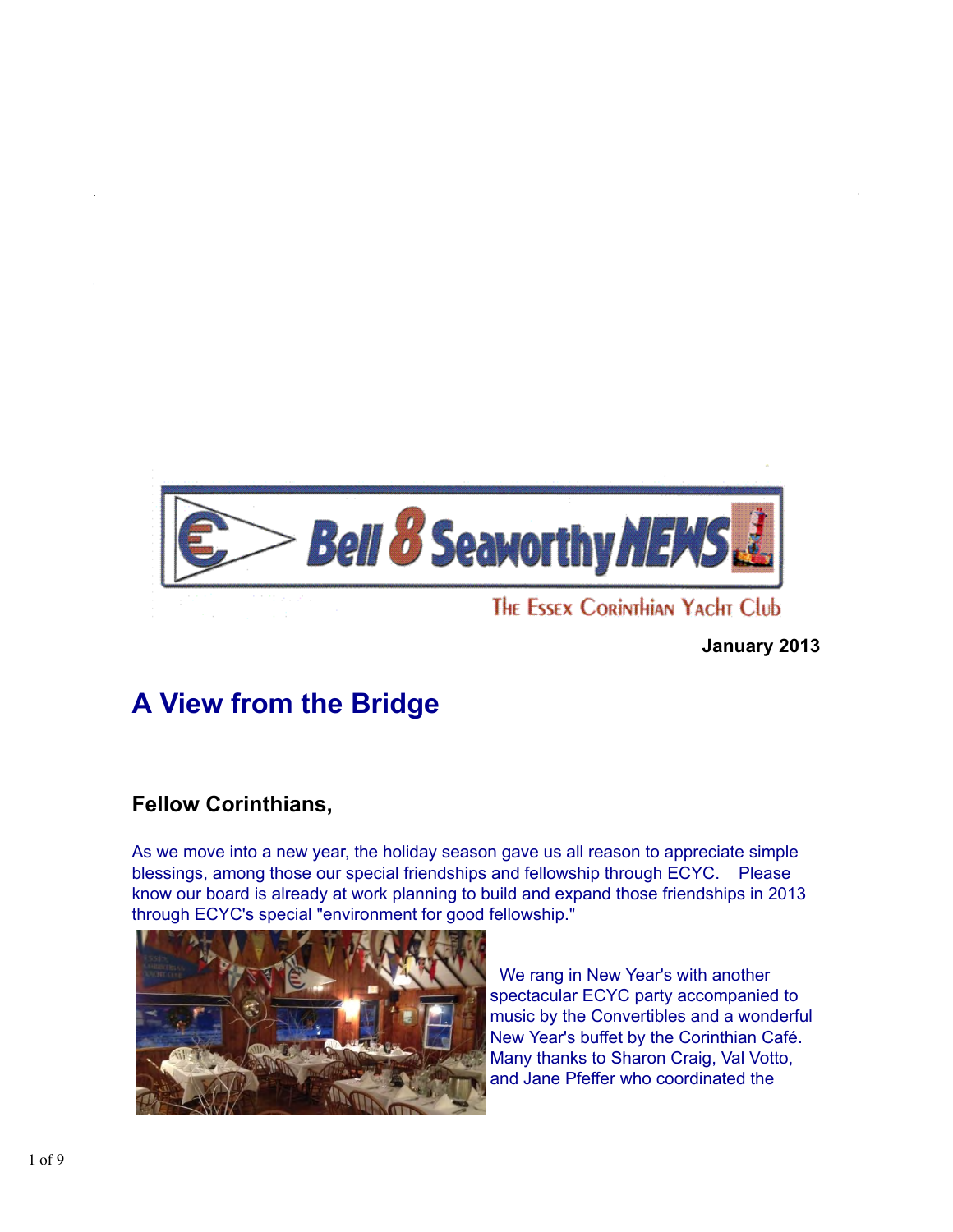# Bell 8 Seaworthy NEWS

The Essex Corinthian Yacht Club

**January 2013**

## A View from the Bridge

### Fellow Corinthians,

As we move into a new year, the holiday season gave us all reason to appreciate simple blessings, among those our special friendships and fellowship through ECYC. Please know our board is already at work planning to build and expand those friendships in 2013 through ECYC's special "environment for good fellowship."

We rang in New Year's with another spectacular ECYC party accompanied to music by the Convertibles and a wonderful New Year's buffet by the Corinthian Café. Many thanks to Sharon Craig, Val Votto, and Jane Pfeffer who coordinated the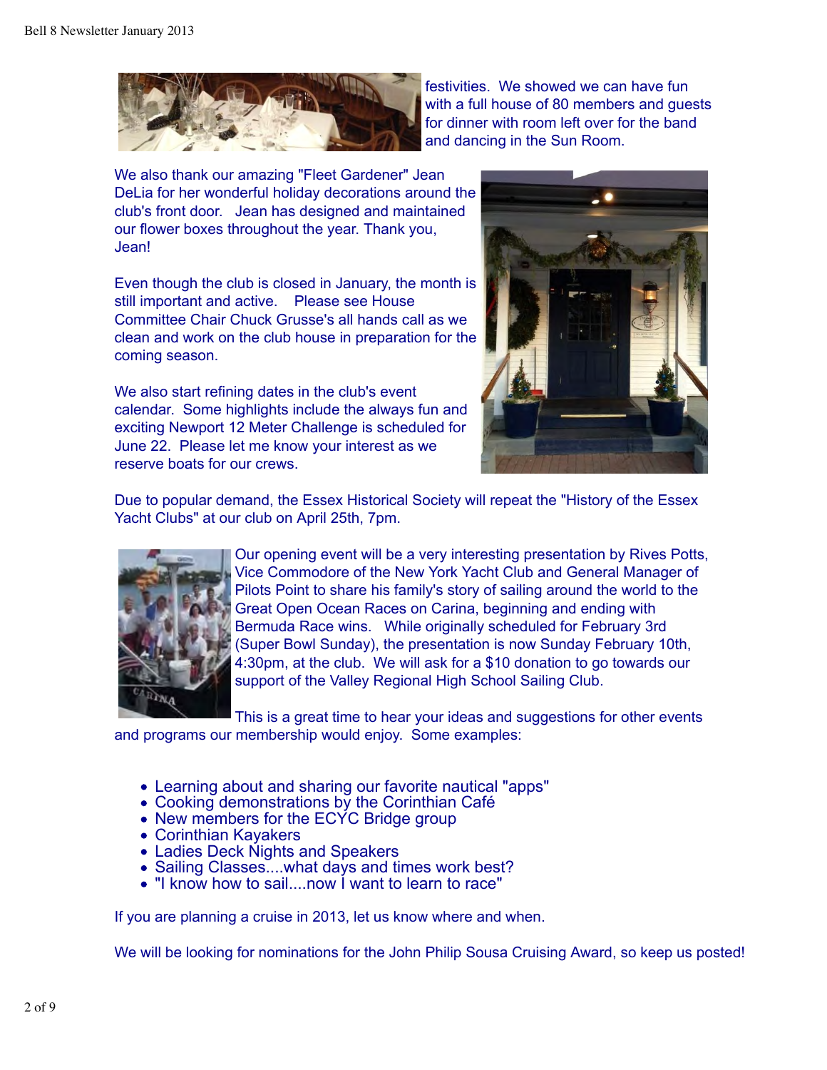festivities. We showed we can have fun with a full house of 80 members and guests for dinner with room left over for the band and dancing in the Sun Room.

We also thank our amazing "Fleet Gardener" Jean DeLia for her wonderful holiday decorations around the club's front door. Jean has designed and maintained our flower boxes throughout the year. Thank you, Jean!

Even though the club is closed in January, the month is still important and active. Please see House Committee Chair Chuck Grusse's all hands call as we clean and work on the club house in preparation for the coming season.

We also start refining dates in the club's event calendar. Some highlights include the always fun and exciting Newport 12 Meter Challenge is scheduled for June 22. Please let me know your interest as we reserve boats for our crews.

Due to popular demand, the Essex Historical Society will repeat the "History of the Essex Yacht Clubs" at our club on April 25th, 7pm.

Our opening event will be a very interesting presentation by Rives Potts, Vice Commodore of the New York Yacht Club and General Manager of Pilots Point to share his family's story of sailing around the world to the Great Open Ocean Races on Carina, beginning and ending with Bermuda Race wins. While originally scheduled for February 3rd (Super Bowl Sunday), the presentation is now Sunday February 10th, 4:30pm, at the club. We will ask for a $10 donation to go towards our support of the Valley Regional High School Sailing Club.

This is a great time to hear your ideas and suggestions for other events and programs our membership would enjoy. Some examples:

- Learning about and sharing our favorite nautical "apps"
- Cooking demonstrations by the Corinthian Café
- New members for the ECYC Bridge group
- Corinthian Kayakers
- Ladies Deck Nights and Speakers
- Sailing Classes....what days and times work best?
- "I know how to sail....now I want to learn to race"

If you are planning a cruise in 2013, let us know where and when.

We will be looking for nominations for the John Philip Sousa Cruising Award, so keep us posted!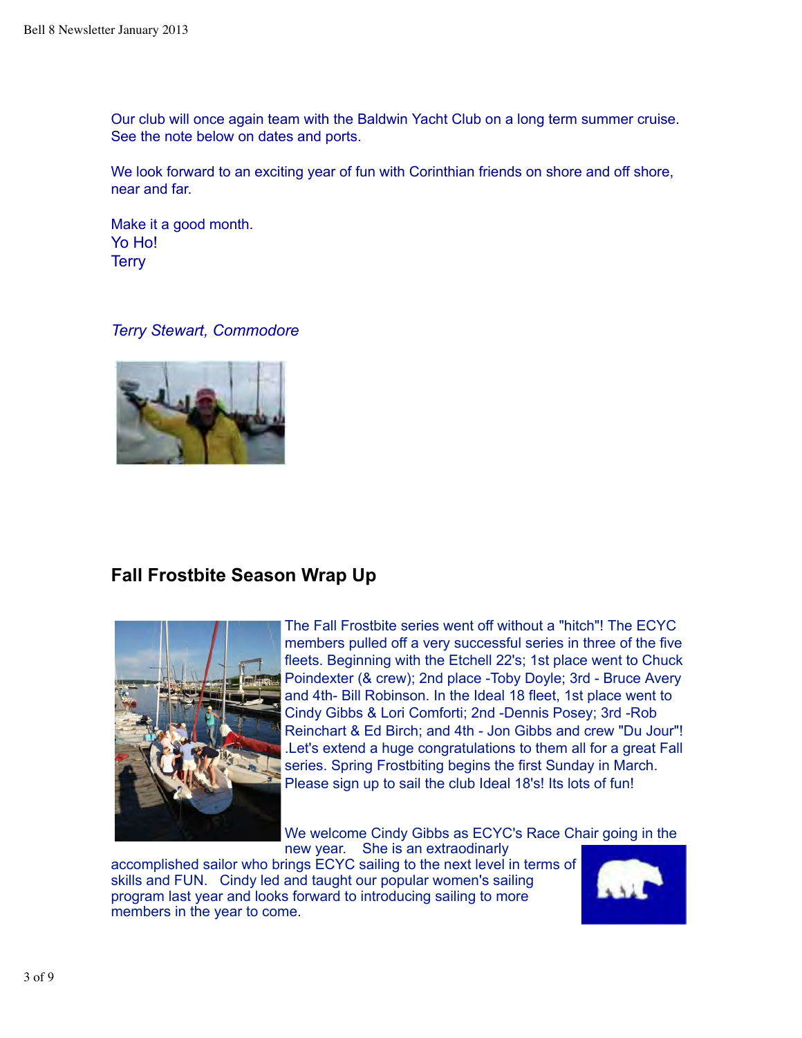Our club will once again team with the Baldwin Yacht Club on a long term summer cruise. See the note below on dates and ports.

We look forward to an exciting year of fun with Corinthian friends on shore and off shore, near and far.

Make it a good month.
Yo Ho!
Terry

*Terry Stewart, Commodore*

## Fall Frostbite Season Wrap Up

The Fall Frostbite series went off without a "hitch"! The ECYC members pulled off a very successful series in three of the five fleets. Beginning with the Etchell 22's; 1st place went to Chuck Poindexter (& crew); 2nd place -Toby Doyle; 3rd - Bruce Avery and 4th- Bill Robinson. In the Ideal 18 fleet, 1st place went to Cindy Gibbs & Lori Comforti; 2nd -Dennis Posey; 3rd -Rob Reinchart & Ed Birch; and 4th - Jon Gibbs and crew "Du Jour"! .Let's extend a huge congratulations to them all for a great Fall series. Spring Frostbiting begins the first Sunday in March. Please sign up to sail the club Ideal 18's! Its lots of fun!

We welcome Cindy Gibbs as ECYC's Race Chair going in the new year. She is an extraodinarly accomplished sailor who brings ECYC sailing to the next level in terms of skills and FUN. Cindy led and taught our popular women's sailing program last year and looks forward to introducing sailing to more members in the year to come.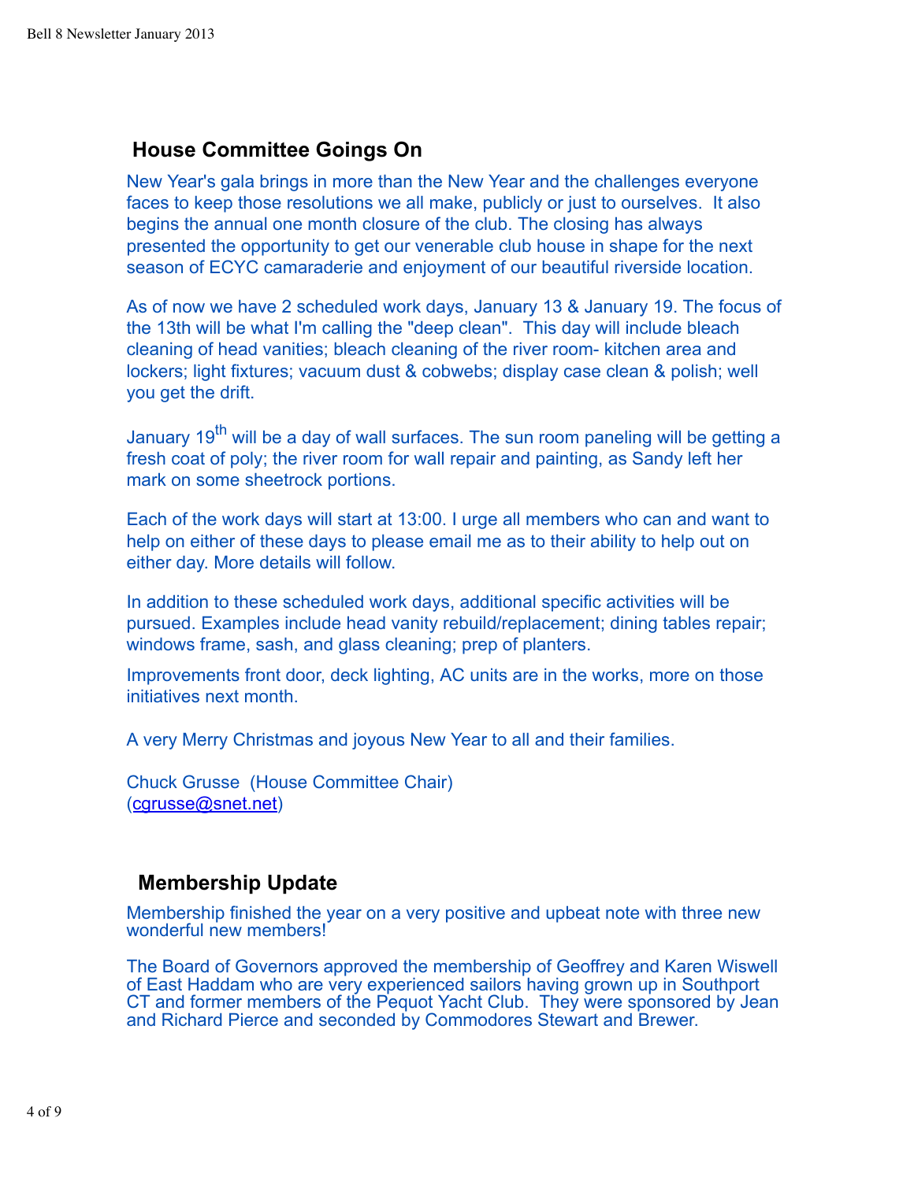## House Committee Goings On

New Year's gala brings in more than the New Year and the challenges everyone faces to keep those resolutions we all make, publicly or just to ourselves. It also begins the annual one month closure of the club. The closing has always presented the opportunity to get our venerable club house in shape for the next season of ECYC camaraderie and enjoyment of our beautiful riverside location.

As of now we have 2 scheduled work days, January 13 & January 19. The focus of the 13th will be what I'm calling the "deep clean". This day will include bleach cleaning of head vanities; bleach cleaning of the river room- kitchen area and lockers; light fixtures; vacuum dust & cobwebs; display case clean & polish; well you get the drift.

January 19th will be a day of wall surfaces. The sun room paneling will be getting a fresh coat of poly; the river room for wall repair and painting, as Sandy left her mark on some sheetrock portions.

Each of the work days will start at 13:00. I urge all members who can and want to help on either of these days to please email me as to their ability to help out on either day. More details will follow.

In addition to these scheduled work days, additional specific activities will be pursued. Examples include head vanity rebuild/replacement; dining tables repair; windows frame, sash, and glass cleaning; prep of planters.

Improvements front door, deck lighting, AC units are in the works, more on those initiatives next month.

A very Merry Christmas and joyous New Year to all and their families.

Chuck Grusse (House Committee Chair)
(cgrusse@snet.net)

## Membership Update

Membership finished the year on a very positive and upbeat note with three new wonderful new members!

The Board of Governors approved the membership of Geoffrey and Karen Wiswell of East Haddam who are very experienced sailors having grown up in Southport CT and former members of the Pequot Yacht Club. They were sponsored by Jean and Richard Pierce and seconded by Commodores Stewart and Brewer.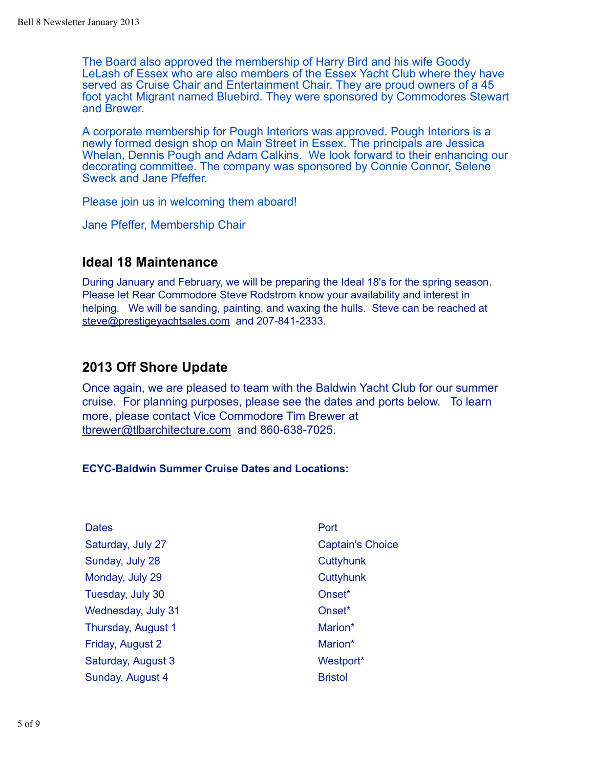The Board also approved the membership of Harry Bird and his wife Goody LeLash of Essex who are also members of the Essex Yacht Club where they have served as Cruise Chair and Entertainment Chair. They are proud owners of a 45 foot yacht Migrant named Bluebird. They were sponsored by Commodores Stewart and Brewer.

A corporate membership for Pough Interiors was approved. Pough Interiors is a newly formed design shop on Main Street in Essex. The principals are Jessica Whelan, Dennis Pough and Adam Calkins. We look forward to their enhancing our decorating committee. The company was sponsored by Connie Connor, Selene Sweck and Jane Pfeffer.

Please join us in welcoming them aboard!

Jane Pfeffer, Membership Chair

## Ideal 18 Maintenance

During January and February, we will be preparing the Ideal 18's for the spring season. Please let Rear Commodore Steve Rodstrom know your availability and interest in helping. We will be sanding, painting, and waxing the hulls. Steve can be reached at steve@prestigeyachtsales.com and 207-841-2333.

## 2013 Off Shore Update

Once again, we are pleased to team with the Baldwin Yacht Club for our summer cruise. For planning purposes, please see the dates and ports below. To learn more, please contact Vice Commodore Tim Brewer at tbrewer@tlbarchitecture.com and 860-638-7025.

**ECYC-Baldwin Summer Cruise Dates and Locations:**

| Dates | Port |
|---|---|
| Saturday, July 27 | Captain's Choice |
| Sunday, July 28 | Cuttyhunk |
| Monday, July 29 | Cuttyhunk |
| Tuesday, July 30 | Onset* |
| Wednesday, July 31 | Onset* |
| Thursday, August 1 | Marion* |
| Friday, August 2 | Marion* |
| Saturday, August 3 | Westport* |
| Sunday, August 4 | Bristol |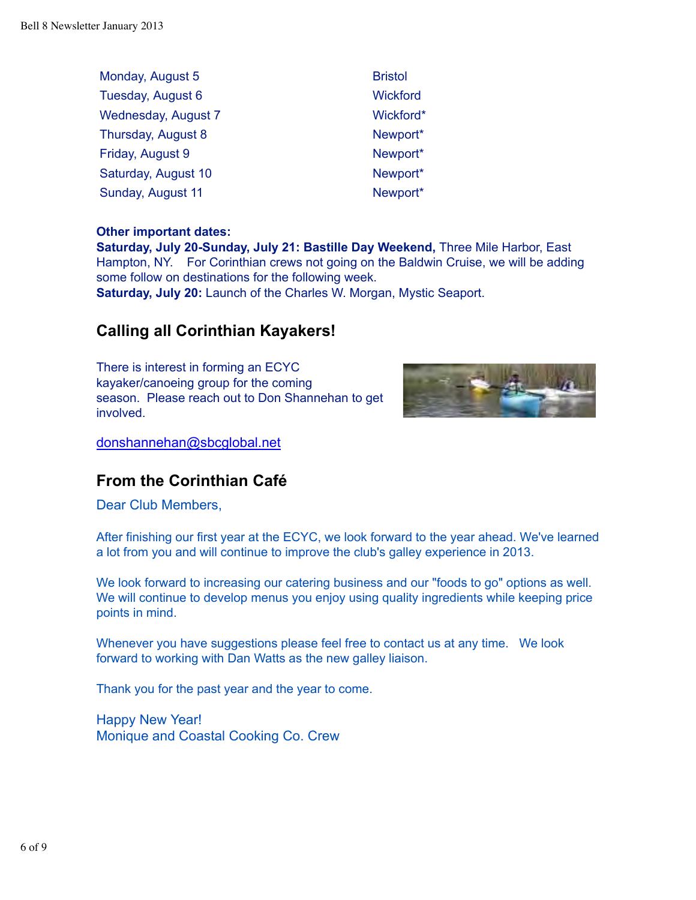| | |
|---|---|
| Monday, August 5 | Bristol |
| Tuesday, August 6 | Wickford |
| Wednesday, August 7 | Wickford* |
| Thursday, August 8 | Newport* |
| Friday, August 9 | Newport* |
| Saturday, August 10 | Newport* |
| Sunday, August 11 | Newport* |

**Other important dates:**
**Saturday, July 20-Sunday, July 21: Bastille Day Weekend,** Three Mile Harbor, East Hampton, NY. For Corinthian crews not going on the Baldwin Cruise, we will be adding some follow on destinations for the following week.
**Saturday, July 20:** Launch of the Charles W. Morgan, Mystic Seaport.

## Calling all Corinthian Kayakers!

There is interest in forming an ECYC kayaker/canoeing group for the coming season. Please reach out to Don Shannehan to get involved.

donshannehan@sbcglobal.net

## From the Corinthian Café

Dear Club Members,

After finishing our first year at the ECYC, we look forward to the year ahead. We've learned a lot from you and will continue to improve the club's galley experience in 2013.

We look forward to increasing our catering business and our "foods to go" options as well. We will continue to develop menus you enjoy using quality ingredients while keeping price points in mind.

Whenever you have suggestions please feel free to contact us at any time. We look forward to working with Dan Watts as the new galley liaison.

Thank you for the past year and the year to come.

Happy New Year!
Monique and Coastal Cooking Co. Crew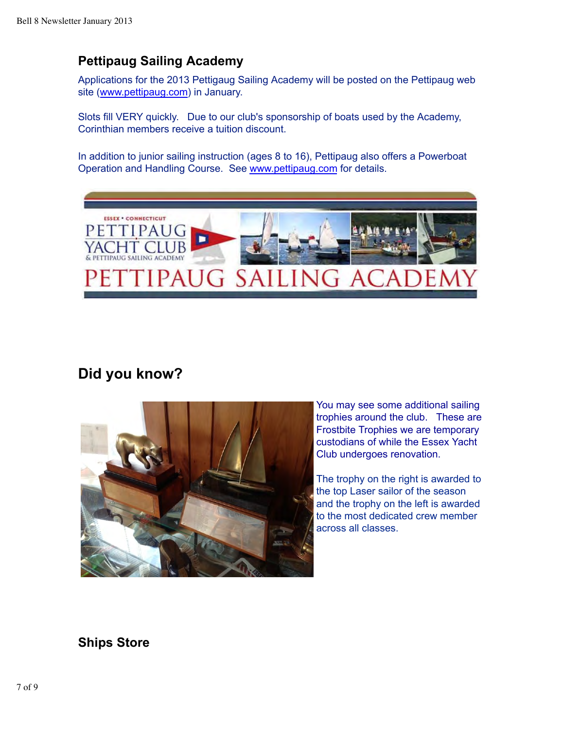## Pettipaug Sailing Academy

Applications for the 2013 Pettigaug Sailing Academy will be posted on the Pettipaug web site (www.pettipaug.com) in January.

Slots fill VERY quickly. Due to our club's sponsorship of boats used by the Academy, Corinthian members receive a tuition discount.

In addition to junior sailing instruction (ages 8 to 16), Pettipaug also offers a Powerboat Operation and Handling Course. See www.pettipaug.com for details.

## Did you know?

You may see some additional sailing trophies around the club. These are Frostbite Trophies we are temporary custodians of while the Essex Yacht Club undergoes renovation.

The trophy on the right is awarded to the top Laser sailor of the season and the trophy on the left is awarded to the most dedicated crew member across all classes.

## Ships Store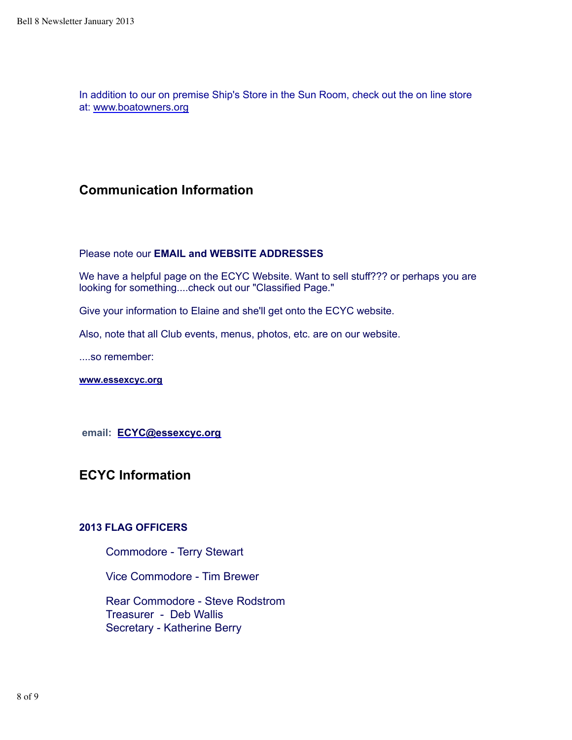In addition to our on premise Ship's Store in the Sun Room, check out the on line store at: www.boatowners.org

## Communication Information

Please note our **EMAIL and WEBSITE ADDRESSES**

We have a helpful page on the ECYC Website. Want to sell stuff??? or perhaps you are looking for something....check out our "Classified Page."

Give your information to Elaine and she'll get onto the ECYC website.

Also, note that all Club events, menus, photos, etc. are on our website.

....so remember:

**www.essexcyc.org**

**email: ECYC@essexcyc.org**

## ECYC Information

**2013 FLAG OFFICERS**

Commodore - Terry Stewart

Vice Commodore - Tim Brewer

Rear Commodore - Steve Rodstrom
Treasurer - Deb Wallis
Secretary - Katherine Berry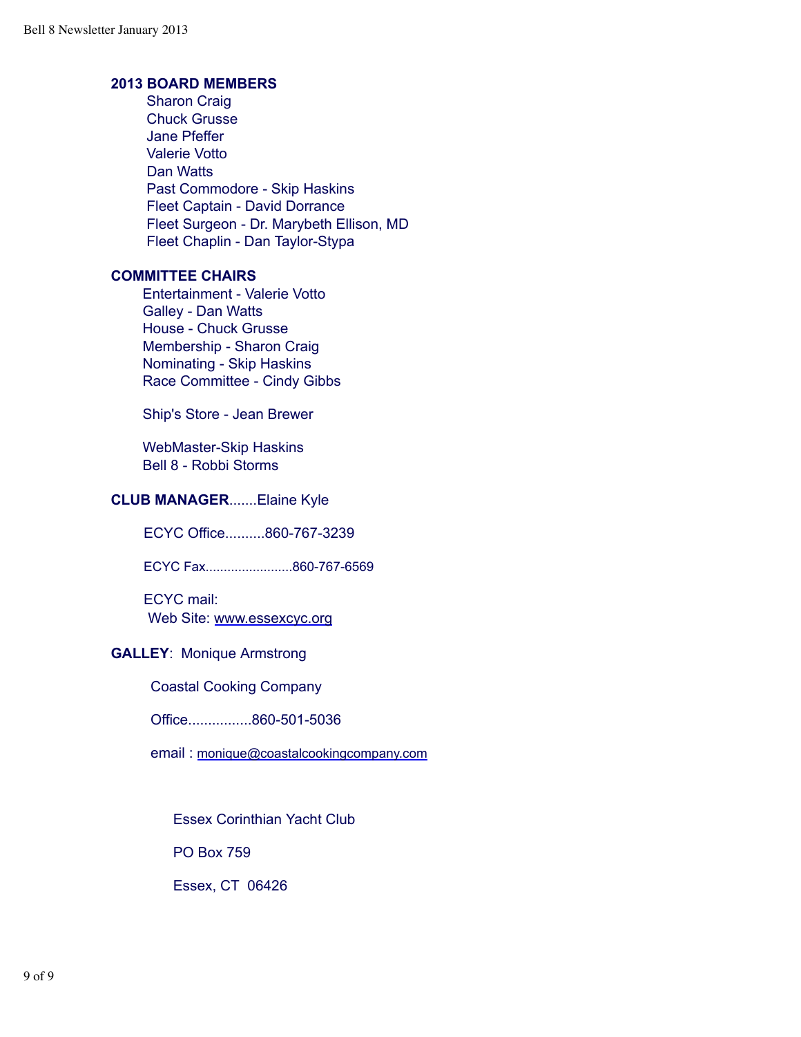**2013 BOARD MEMBERS**

Sharon Craig
Chuck Grusse
Jane Pfeffer
Valerie Votto
Dan Watts
Past Commodore - Skip Haskins
Fleet Captain - David Dorrance
Fleet Surgeon - Dr. Marybeth Ellison, MD
Fleet Chaplin - Dan Taylor-Stypa

**COMMITTEE CHAIRS**

Entertainment - Valerie Votto
Galley - Dan Watts
House - Chuck Grusse
Membership - Sharon Craig
Nominating - Skip Haskins
Race Committee - Cindy Gibbs

Ship's Store - Jean Brewer

WebMaster-Skip Haskins
Bell 8 - Robbi Storms

**CLUB MANAGER**.......Elaine Kyle

ECYC Office..........860-767-3239

ECYC Fax.......................860-767-6569

ECYC mail:
Web Site: www.essexcyc.org

**GALLEY**: Monique Armstrong

Coastal Cooking Company

Office................860-501-5036

email : monique@coastalcookingcompany.com

Essex Corinthian Yacht Club

PO Box 759

Essex, CT 06426